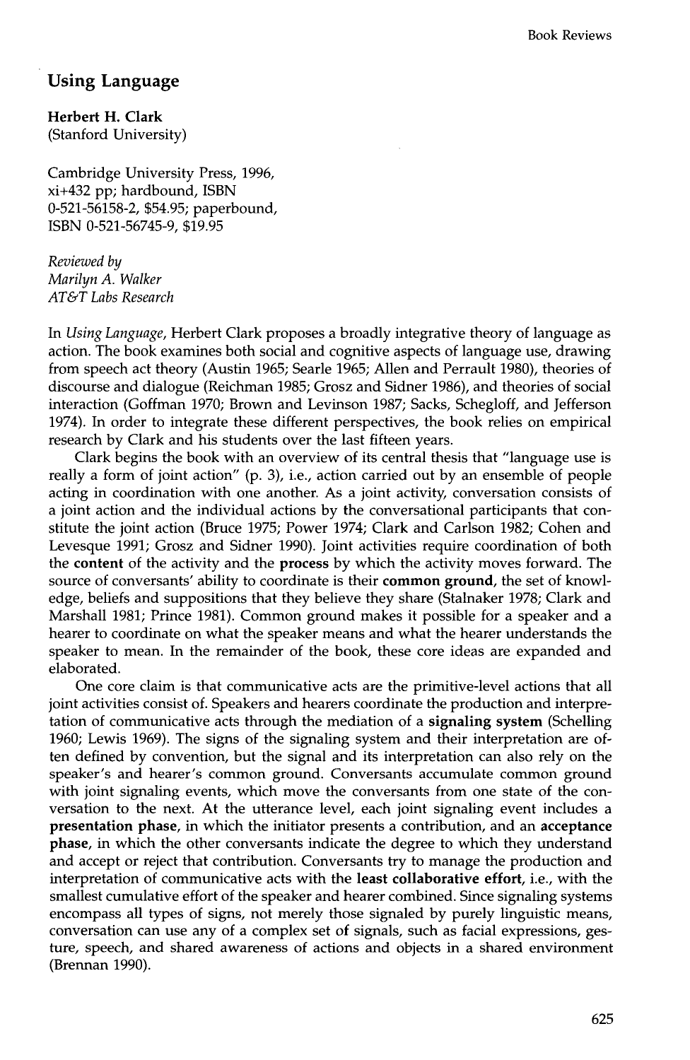## Using Language

**Herbert H. Clark**
(Stanford University)

Cambridge University Press, 1996, xi+432 pp; hardbound, ISBN 0-521-56158-2, $54.95; paperbound, ISBN 0-521-56745-9, $19.95

*Reviewed by*
*Marilyn A. Walker*
*AT&T Labs Research*

In *Using Language*, Herbert Clark proposes a broadly integrative theory of language as action. The book examines both social and cognitive aspects of language use, drawing from speech act theory (Austin 1965; Searle 1965; Allen and Perrault 1980), theories of discourse and dialogue (Reichman 1985; Grosz and Sidner 1986), and theories of social interaction (Goffman 1970; Brown and Levinson 1987; Sacks, Schegloff, and Jefferson 1974). In order to integrate these different perspectives, the book relies on empirical research by Clark and his students over the last fifteen years.

Clark begins the book with an overview of its central thesis that "language use is really a form of joint action" (p. 3), i.e., action carried out by an ensemble of people acting in coordination with one another. As a joint activity, conversation consists of a joint action and the individual actions by the conversational participants that constitute the joint action (Bruce 1975; Power 1974; Clark and Carlson 1982; Cohen and Levesque 1991; Grosz and Sidner 1990). Joint activities require coordination of both the **content** of the activity and the **process** by which the activity moves forward. The source of conversants' ability to coordinate is their **common ground**, the set of knowledge, beliefs and suppositions that they believe they share (Stalnaker 1978; Clark and Marshall 1981; Prince 1981). Common ground makes it possible for a speaker and a hearer to coordinate on what the speaker means and what the hearer understands the speaker to mean. In the remainder of the book, these core ideas are expanded and elaborated.

One core claim is that communicative acts are the primitive-level actions that all joint activities consist of. Speakers and hearers coordinate the production and interpretation of communicative acts through the mediation of a **signaling system** (Schelling 1960; Lewis 1969). The signs of the signaling system and their interpretation are often defined by convention, but the signal and its interpretation can also rely on the speaker's and hearer's common ground. Conversants accumulate common ground with joint signaling events, which move the conversants from one state of the conversation to the next. At the utterance level, each joint signaling event includes a **presentation phase**, in which the initiator presents a contribution, and an **acceptance phase**, in which the other conversants indicate the degree to which they understand and accept or reject that contribution. Conversants try to manage the production and interpretation of communicative acts with the **least collaborative effort**, i.e., with the smallest cumulative effort of the speaker and hearer combined. Since signaling systems encompass all types of signs, not merely those signaled by purely linguistic means, conversation can use any of a complex set of signals, such as facial expressions, gesture, speech, and shared awareness of actions and objects in a shared environment (Brennan 1990).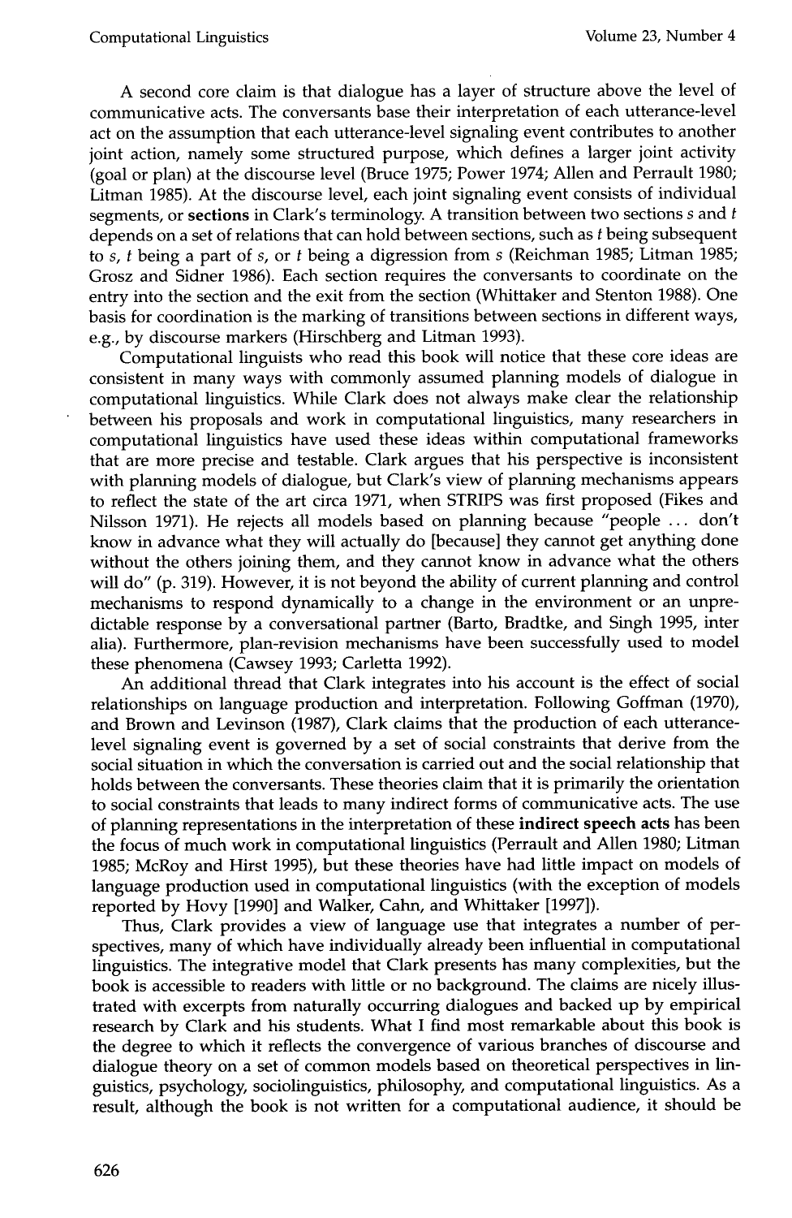A second core claim is that dialogue has a layer of structure above the level of communicative acts. The conversants base their interpretation of each utterance-level act on the assumption that each utterance-level signaling event contributes to another joint action, namely some structured purpose, which defines a larger joint activity (goal or plan) at the discourse level (Bruce 1975; Power 1974; Allen and Perrault 1980; Litman 1985). At the discourse level, each joint signaling event consists of individual segments, or **sections** in Clark's terminology. A transition between two sections $s$ and $t$ depends on a set of relations that can hold between sections, such as $t$ being subsequent to $s$, $t$ being a part of $s$, or $t$ being a digression from $s$ (Reichman 1985; Litman 1985; Grosz and Sidner 1986). Each section requires the conversants to coordinate on the entry into the section and the exit from the section (Whittaker and Stenton 1988). One basis for coordination is the marking of transitions between sections in different ways, e.g., by discourse markers (Hirschberg and Litman 1993).

Computational linguists who read this book will notice that these core ideas are consistent in many ways with commonly assumed planning models of dialogue in computational linguistics. While Clark does not always make clear the relationship between his proposals and work in computational linguistics, many researchers in computational linguistics have used these ideas within computational frameworks that are more precise and testable. Clark argues that his perspective is inconsistent with planning models of dialogue, but Clark's view of planning mechanisms appears to reflect the state of the art circa 1971, when STRIPS was first proposed (Fikes and Nilsson 1971). He rejects all models based on planning because "people ... don't know in advance what they will actually do [because] they cannot get anything done without the others joining them, and they cannot know in advance what the others will do" (p. 319). However, it is not beyond the ability of current planning and control mechanisms to respond dynamically to a change in the environment or an unpredictable response by a conversational partner (Barto, Bradtke, and Singh 1995, inter alia). Furthermore, plan-revision mechanisms have been successfully used to model these phenomena (Cawsey 1993; Carletta 1992).

An additional thread that Clark integrates into his account is the effect of social relationships on language production and interpretation. Following Goffman (1970), and Brown and Levinson (1987), Clark claims that the production of each utterance-level signaling event is governed by a set of social constraints that derive from the social situation in which the conversation is carried out and the social relationship that holds between the conversants. These theories claim that it is primarily the orientation to social constraints that leads to many indirect forms of communicative acts. The use of planning representations in the interpretation of these **indirect speech acts** has been the focus of much work in computational linguistics (Perrault and Allen 1980; Litman 1985; McRoy and Hirst 1995), but these theories have had little impact on models of language production used in computational linguistics (with the exception of models reported by Hovy [1990] and Walker, Cahn, and Whittaker [1997]).

Thus, Clark provides a view of language use that integrates a number of perspectives, many of which have individually already been influential in computational linguistics. The integrative model that Clark presents has many complexities, but the book is accessible to readers with little or no background. The claims are nicely illustrated with excerpts from naturally occurring dialogues and backed up by empirical research by Clark and his students. What I find most remarkable about this book is the degree to which it reflects the convergence of various branches of discourse and dialogue theory on a set of common models based on theoretical perspectives in linguistics, psychology, sociolinguistics, philosophy, and computational linguistics. As a result, although the book is not written for a computational audience, it should be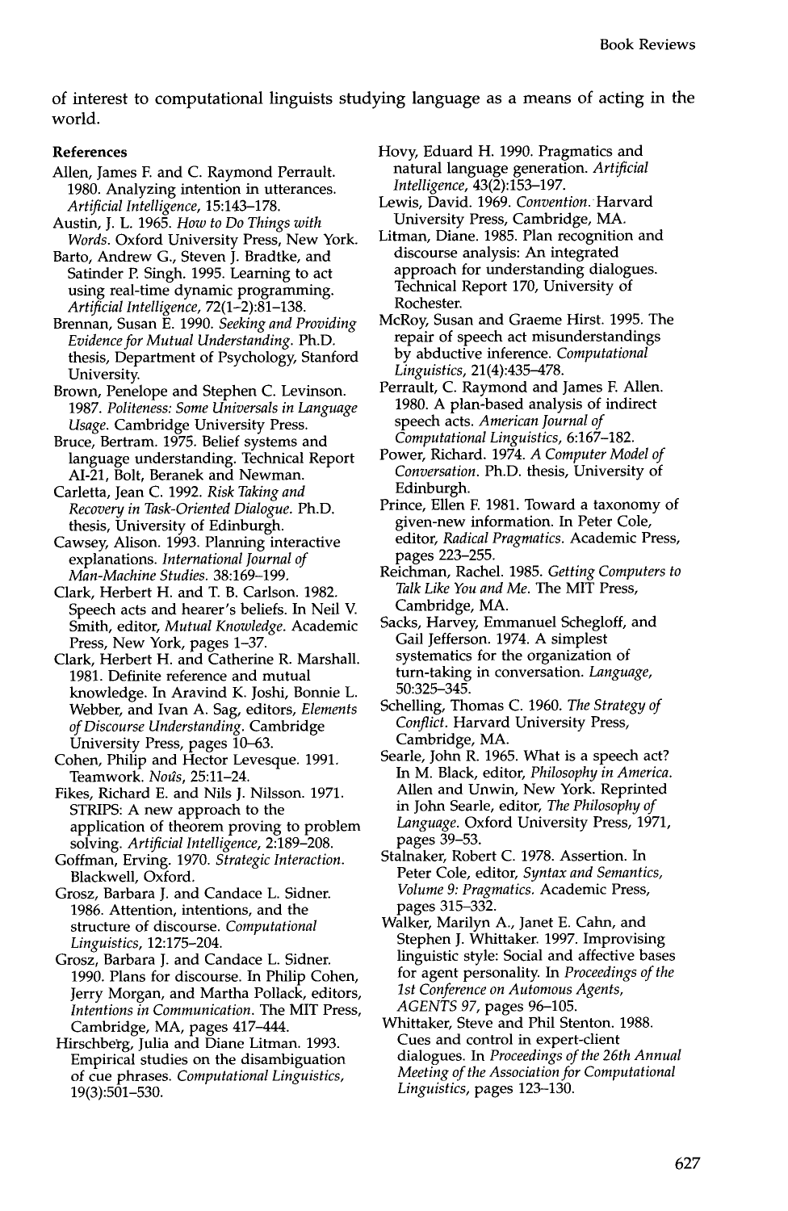of interest to computational linguists studying language as a means of acting in the world.

**References**

Allen, James F. and C. Raymond Perrault. 1980. Analyzing intention in utterances. *Artificial Intelligence*, 15:143–178.

Austin, J. L. 1965. *How to Do Things with Words*. Oxford University Press, New York.

Barto, Andrew G., Steven J. Bradtke, and Satinder P. Singh. 1995. Learning to act using real-time dynamic programming. *Artificial Intelligence*, 72(1–2):81–138.

Brennan, Susan E. 1990. *Seeking and Providing Evidence for Mutual Understanding*. Ph.D. thesis, Department of Psychology, Stanford University.

Brown, Penelope and Stephen C. Levinson. 1987. *Politeness: Some Universals in Language Usage*. Cambridge University Press.

Bruce, Bertram. 1975. Belief systems and language understanding. Technical Report AI-21, Bolt, Beranek and Newman.

Carletta, Jean C. 1992. *Risk Taking and Recovery in Task-Oriented Dialogue*. Ph.D. thesis, University of Edinburgh.

Cawsey, Alison. 1993. Planning interactive explanations. *International Journal of Man-Machine Studies*. 38:169–199.

Clark, Herbert H. and T. B. Carlson. 1982. Speech acts and hearer's beliefs. In Neil V. Smith, editor, *Mutual Knowledge*. Academic Press, New York, pages 1–37.

Clark, Herbert H. and Catherine R. Marshall. 1981. Definite reference and mutual knowledge. In Aravind K. Joshi, Bonnie L. Webber, and Ivan A. Sag, editors, *Elements of Discourse Understanding*. Cambridge University Press, pages 10–63.

Cohen, Philip and Hector Levesque. 1991. Teamwork. *Noûs*, 25:11–24.

Fikes, Richard E. and Nils J. Nilsson. 1971. STRIPS: A new approach to the application of theorem proving to problem solving. *Artificial Intelligence*, 2:189–208.

Goffman, Erving. 1970. *Strategic Interaction*. Blackwell, Oxford.

Grosz, Barbara J. and Candace L. Sidner. 1986. Attention, intentions, and the structure of discourse. *Computational Linguistics*, 12:175–204.

Grosz, Barbara J. and Candace L. Sidner. 1990. Plans for discourse. In Philip Cohen, Jerry Morgan, and Martha Pollack, editors, *Intentions in Communication*. The MIT Press, Cambridge, MA, pages 417–444.

Hirschberg, Julia and Diane Litman. 1993. Empirical studies on the disambiguation of cue phrases. *Computational Linguistics*, 19(3):501–530.

Hovy, Eduard H. 1990. Pragmatics and natural language generation. *Artificial Intelligence*, 43(2):153–197.

Lewis, David. 1969. *Convention*. Harvard University Press, Cambridge, MA.

Litman, Diane. 1985. Plan recognition and discourse analysis: An integrated approach for understanding dialogues. Technical Report 170, University of Rochester.

McRoy, Susan and Graeme Hirst. 1995. The repair of speech act misunderstandings by abductive inference. *Computational Linguistics*, 21(4):435–478.

Perrault, C. Raymond and James F. Allen. 1980. A plan-based analysis of indirect speech acts. *American Journal of Computational Linguistics*, 6:167–182.

Power, Richard. 1974. *A Computer Model of Conversation*. Ph.D. thesis, University of Edinburgh.

Prince, Ellen F. 1981. Toward a taxonomy of given-new information. In Peter Cole, editor, *Radical Pragmatics*. Academic Press, pages 223–255.

Reichman, Rachel. 1985. *Getting Computers to Talk Like You and Me*. The MIT Press, Cambridge, MA.

Sacks, Harvey, Emmanuel Schegloff, and Gail Jefferson. 1974. A simplest systematics for the organization of turn-taking in conversation. *Language*, 50:325–345.

Schelling, Thomas C. 1960. *The Strategy of Conflict*. Harvard University Press, Cambridge, MA.

Searle, John R. 1965. What is a speech act? In M. Black, editor, *Philosophy in America*. Allen and Unwin, New York. Reprinted in John Searle, editor, *The Philosophy of Language*. Oxford University Press, 1971, pages 39–53.

Stalnaker, Robert C. 1978. Assertion. In Peter Cole, editor, *Syntax and Semantics, Volume 9: Pragmatics*. Academic Press, pages 315–332.

Walker, Marilyn A., Janet E. Cahn, and Stephen J. Whittaker. 1997. Improvising linguistic style: Social and affective bases for agent personality. In *Proceedings of the 1st Conference on Automous Agents, AGENTS 97*, pages 96–105.

Whittaker, Steve and Phil Stenton. 1988. Cues and control in expert-client dialogues. In *Proceedings of the 26th Annual Meeting of the Association for Computational Linguistics*, pages 123–130.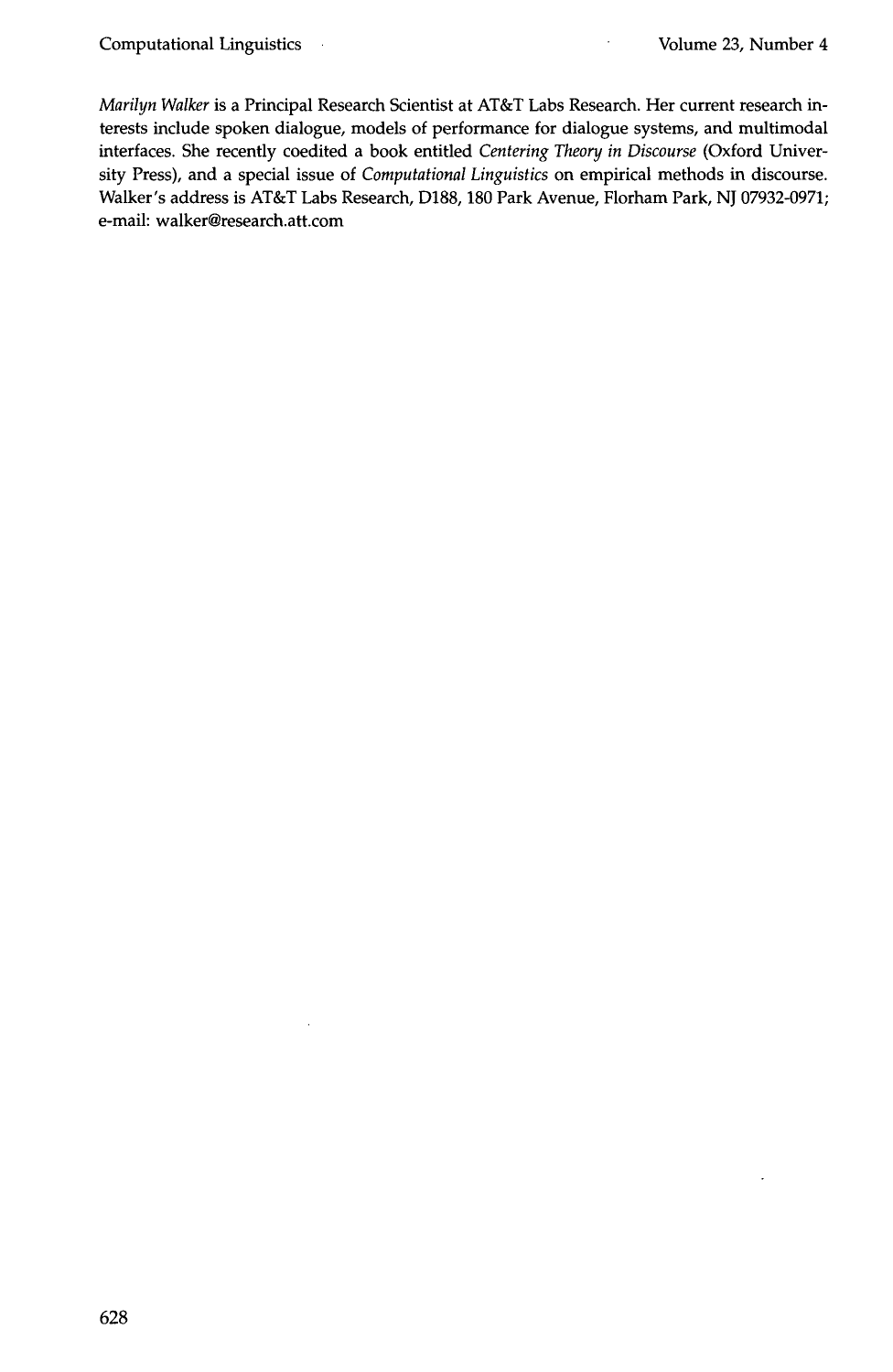*Marilyn Walker* is a Principal Research Scientist at AT&T Labs Research. Her current research interests include spoken dialogue, models of performance for dialogue systems, and multimodal interfaces. She recently coedited a book entitled *Centering Theory in Discourse* (Oxford University Press), and a special issue of *Computational Linguistics* on empirical methods in discourse. Walker's address is AT&T Labs Research, D188, 180 Park Avenue, Florham Park, NJ 07932-0971; e-mail: walker@research.att.com